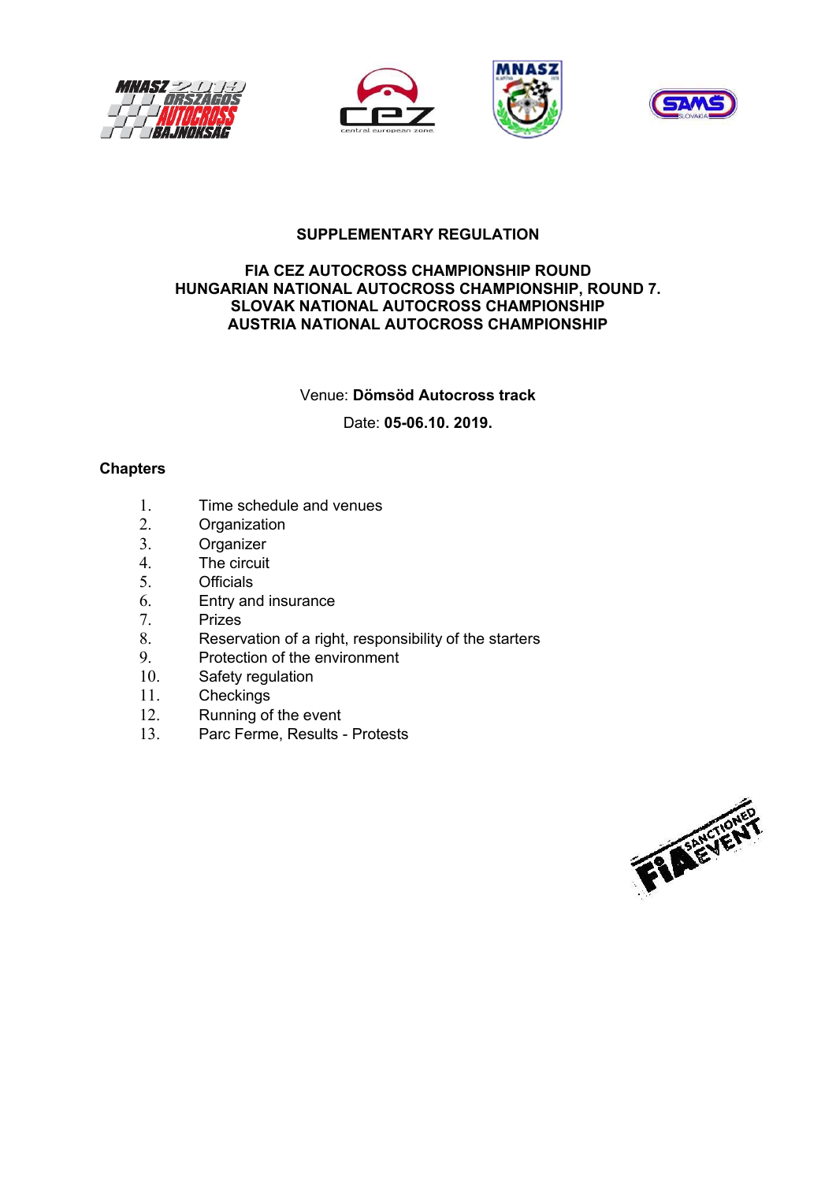# SUPPLEMENTARY REGULATION

## FIA CEZ AUTOCROSS CHAMPIONSHIP ROUND
## HUNGARIAN NATIONAL AUTOCROSS CHAMPIONSHIP, ROUND 7.
## SLOVAK NATIONAL AUTOCROSS CHAMPIONSHIP
## AUSTRIA NATIONAL AUTOCROSS CHAMPIONSHIP

Venue: **Dömsöd Autocross track**

Date: **05-06.10. 2019.**

**Chapters**

1. Time schedule and venues
2. Organization
3. Organizer
4. The circuit
5. Officials
6. Entry and insurance
7. Prizes
8. Reservation of a right, responsibility of the starters
9. Protection of the environment
10. Safety regulation
11. Checkings
12. Running of the event
13. Parc Ferme, Results - Protests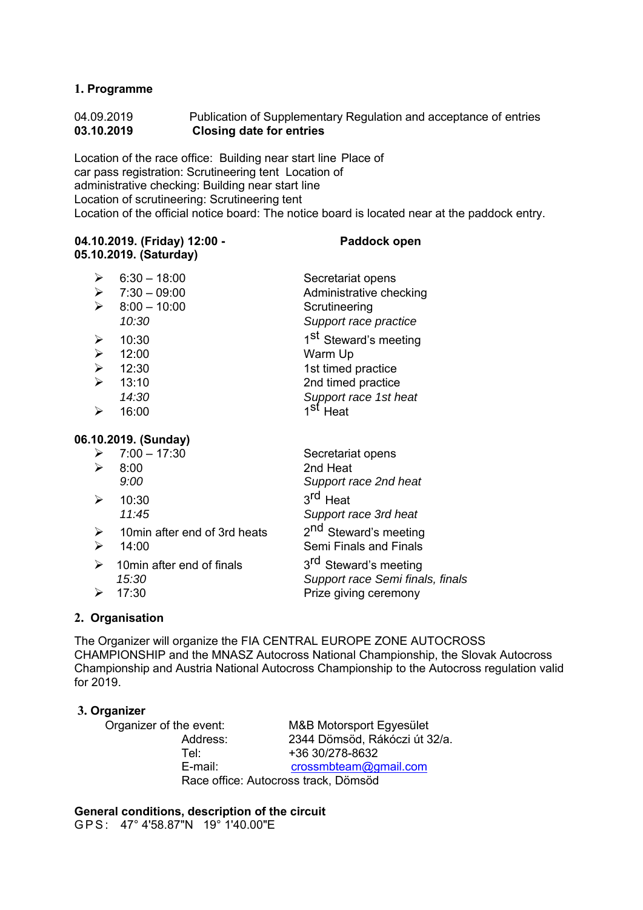## 1. Programme

04.09.2019 Publication of Supplementary Regulation and acceptance of entries
**03.10.2019 Closing date for entries**

Location of the race office: Building near start line Place of car pass registration: Scrutineering tent Location of administrative checking: Building near start line
Location of scrutineering: Scrutineering tent
Location of the official notice board: The notice board is located near at the paddock entry.

**04.10.2019. (Friday) 12:00 - Paddock open**
**05.10.2019. (Saturday)**

| | |
|---|---|
| ➢ 6:30 – 18:00 | Secretariat opens |
| ➢ 7:30 – 09:00 | Administrative checking |
| ➢ 8:00 – 10:00 | Scrutineering |
| *10:30* | *Support race practice* |
| ➢ 10:30 | 1st Steward's meeting |
| ➢ 12:00 | Warm Up |
| ➢ 12:30 | 1st timed practice |
| ➢ 13:10 | 2nd timed practice |
| *14:30* | *Support race 1st heat* |
| ➢ 16:00 | 1st Heat |

**06.10.2019. (Sunday)**

| | |
|---|---|
| ➢ 7:00 – 17:30 | Secretariat opens |
| ➢ 8:00 | 2nd Heat |
| *9:00* | *Support race 2nd heat* |
| ➢ 10:30 | 3rd Heat |
| *11:45* | *Support race 3rd heat* |
| ➢ 10min after end of 3rd heats | 2nd Steward's meeting |
| ➢ 14:00 | Semi Finals and Finals |
| ➢ 10min after end of finals | 3rd Steward's meeting |
| *15:30* | *Support race Semi finals, finals* |
| ➢ 17:30 | Prize giving ceremony |

## 2. Organisation

The Organizer will organize the FIA CENTRAL EUROPE ZONE AUTOCROSS CHAMPIONSHIP and the MNASZ Autocross National Championship, the Slovak Autocross Championship and Austria National Autocross Championship to the Autocross regulation valid for 2019.

## 3. Organizer

Organizer of the event: M&B Motorsport Egyesület
Address: 2344 Dömsöd, Rákóczi út 32/a.
Tel: +36 30/278-8632
E-mail: crossmbteam@gmail.com
Race office: Autocross track, Dömsöd

**General conditions, description of the circuit**
GPS: 47° 4'58.87"N 19° 1'40.00"E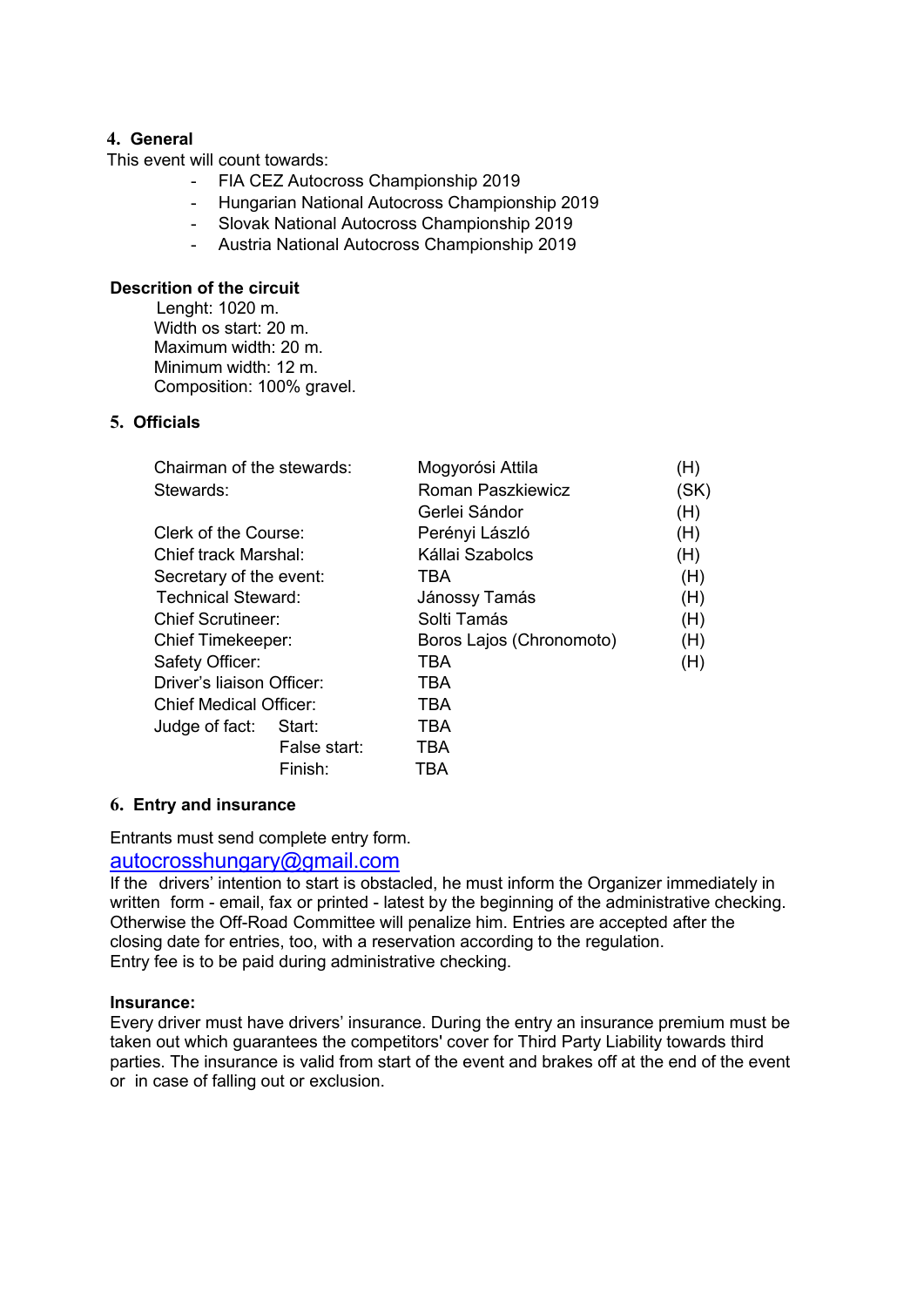## 4. General

This event will count towards:

- FIA CEZ Autocross Championship 2019
- Hungarian National Autocross Championship 2019
- Slovak National Autocross Championship 2019
- Austria National Autocross Championship 2019

**Descrition of the circuit**

Lenght: 1020 m.
Width os start: 20 m.
Maximum width: 20 m.
Minimum width: 12 m.
Composition: 100% gravel.

## 5. Officials

| | | |
|---|---|---|
| Chairman of the stewards: | Mogyorósi Attila | (H) |
| Stewards: | Roman Paszkiewicz | (SK) |
| | Gerlei Sándor | (H) |
| Clerk of the Course: | Perényi László | (H) |
| Chief track Marshal: | Kállai Szabolcs | (H) |
| Secretary of the event: | TBA | (H) |
| Technical Steward: | Jánossy Tamás | (H) |
| Chief Scrutineer: | Solti Tamás | (H) |
| Chief Timekeeper: | Boros Lajos (Chronomoto) | (H) |
| Safety Officer: | TBA | (H) |
| Driver's liaison Officer: | TBA | |
| Chief Medical Officer: | TBA | |
| Judge of fact: Start: | TBA | |
| False start: | TBA | |
| Finish: | TBA | |

## 6. Entry and insurance

Entrants must send complete entry form.

autocrosshungary@gmail.com

If the drivers' intention to start is obstacled, he must inform the Organizer immediately in written form - email, fax or printed - latest by the beginning of the administrative checking. Otherwise the Off-Road Committee will penalize him. Entries are accepted after the closing date for entries, too, with a reservation according to the regulation.
Entry fee is to be paid during administrative checking.

**Insurance:**

Every driver must have drivers' insurance. During the entry an insurance premium must be taken out which guarantees the competitors' cover for Third Party Liability towards third parties. The insurance is valid from start of the event and brakes off at the end of the event or in case of falling out or exclusion.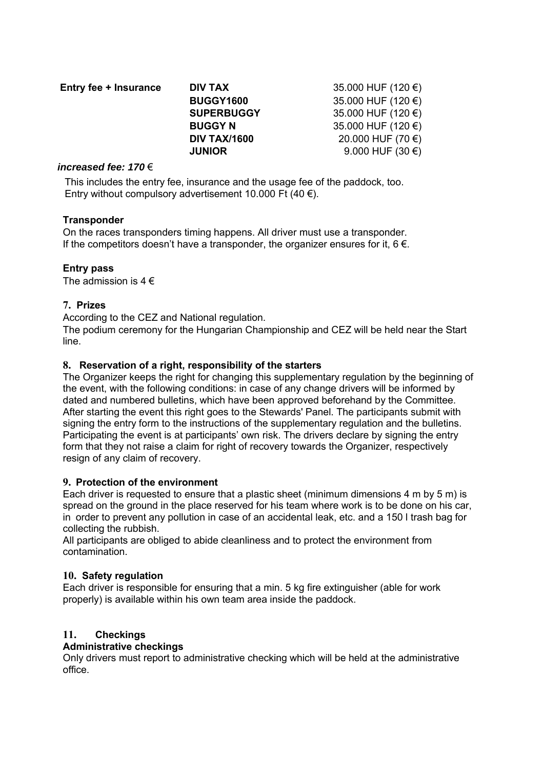| **Entry fee + Insurance** | **DIV TAX** | 35.000 HUF (120 €) |
| --- | --- | --- |
| | **BUGGY1600** | 35.000 HUF (120 €) |
| | **SUPERBUGGY** | 35.000 HUF (120 €) |
| | **BUGGY N** | 35.000 HUF (120 €) |
| | **DIV TAX/1600** | 20.000 HUF (70 €) |
| | **JUNIOR** | 9.000 HUF (30 €) |

***increased fee: 170*** €

This includes the entry fee, insurance and the usage fee of the paddock, too.
Entry without compulsory advertisement 10.000 Ft (40 €).

**Transponder**

On the races transponders timing happens. All driver must use a transponder.
If the competitors doesn't have a transponder, the organizer ensures for it, 6 €.

**Entry pass**

The admission is 4 €

### 7. Prizes

According to the CEZ and National regulation.
The podium ceremony for the Hungarian Championship and CEZ will be held near the Start line.

### 8. Reservation of a right, responsibility of the starters

The Organizer keeps the right for changing this supplementary regulation by the beginning of the event, with the following conditions: in case of any change drivers will be informed by dated and numbered bulletins, which have been approved beforehand by the Committee. After starting the event this right goes to the Stewards' Panel. The participants submit with signing the entry form to the instructions of the supplementary regulation and the bulletins. Participating the event is at participants' own risk. The drivers declare by signing the entry form that they not raise a claim for right of recovery towards the Organizer, respectively resign of any claim of recovery.

### 9. Protection of the environment

Each driver is requested to ensure that a plastic sheet (minimum dimensions 4 m by 5 m) is spread on the ground in the place reserved for his team where work is to be done on his car, in order to prevent any pollution in case of an accidental leak, etc. and a 150 l trash bag for collecting the rubbish.
All participants are obliged to abide cleanliness and to protect the environment from contamination.

### 10. Safety regulation

Each driver is responsible for ensuring that a min. 5 kg fire extinguisher (able for work properly) is available within his own team area inside the paddock.

### 11. Checkings

**Administrative checkings**

Only drivers must report to administrative checking which will be held at the administrative office.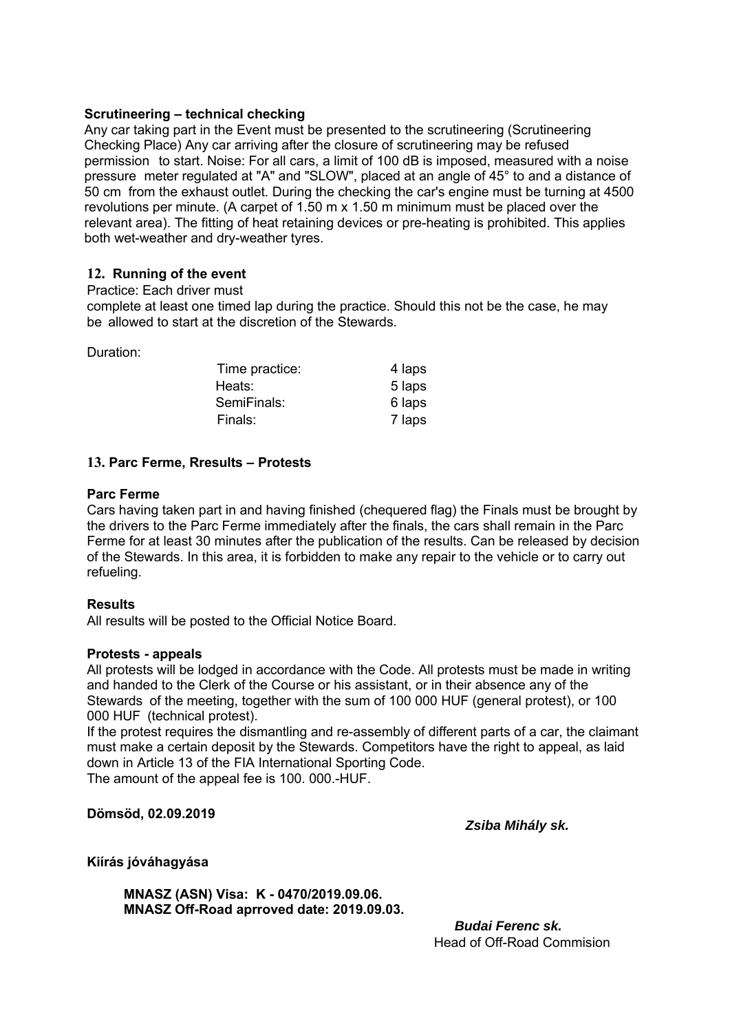**Scrutineering – technical checking**

Any car taking part in the Event must be presented to the scrutineering (Scrutineering Checking Place) Any car arriving after the closure of scrutineering may be refused permission to start. Noise: For all cars, a limit of 100 dB is imposed, measured with a noise pressure meter regulated at "A" and "SLOW", placed at an angle of 45° to and a distance of 50 cm from the exhaust outlet. During the checking the car's engine must be turning at 4500 revolutions per minute. (A carpet of 1.50 m x 1.50 m minimum must be placed over the relevant area). The fitting of heat retaining devices or pre-heating is prohibited. This applies both wet-weather and dry-weather tyres.

## 12. Running of the event

Practice: Each driver must
complete at least one timed lap during the practice. Should this not be the case, he may be allowed to start at the discretion of the Stewards.

Duration:

| | |
|---|---|
| Time practice: | 4 laps |
| Heats: | 5 laps |
| SemiFinals: | 6 laps |
| Finals: | 7 laps |

## 13. Parc Ferme, Rresults – Protests

**Parc Ferme**

Cars having taken part in and having finished (chequered flag) the Finals must be brought by the drivers to the Parc Ferme immediately after the finals, the cars shall remain in the Parc Ferme for at least 30 minutes after the publication of the results. Can be released by decision of the Stewards. In this area, it is forbidden to make any repair to the vehicle or to carry out refueling.

**Results**

All results will be posted to the Official Notice Board.

**Protests - appeals**

All protests will be lodged in accordance with the Code. All protests must be made in writing and handed to the Clerk of the Course or his assistant, or in their absence any of the Stewards of the meeting, together with the sum of 100 000 HUF (general protest), or 100 000 HUF (technical protest).
If the protest requires the dismantling and re-assembly of different parts of a car, the claimant must make a certain deposit by the Stewards. Competitors have the right to appeal, as laid down in Article 13 of the FIA International Sporting Code.
The amount of the appeal fee is 100. 000.-HUF.

**Dömsöd, 02.09.2019**

***Zsiba Mihály sk.***

**Kiírás jóváhagyása**

**MNASZ (ASN) Visa: K - 0470/2019.09.06.**
**MNASZ Off-Road aprroved date: 2019.09.03.**

***Budai Ferenc sk.***
Head of Off-Road Commision